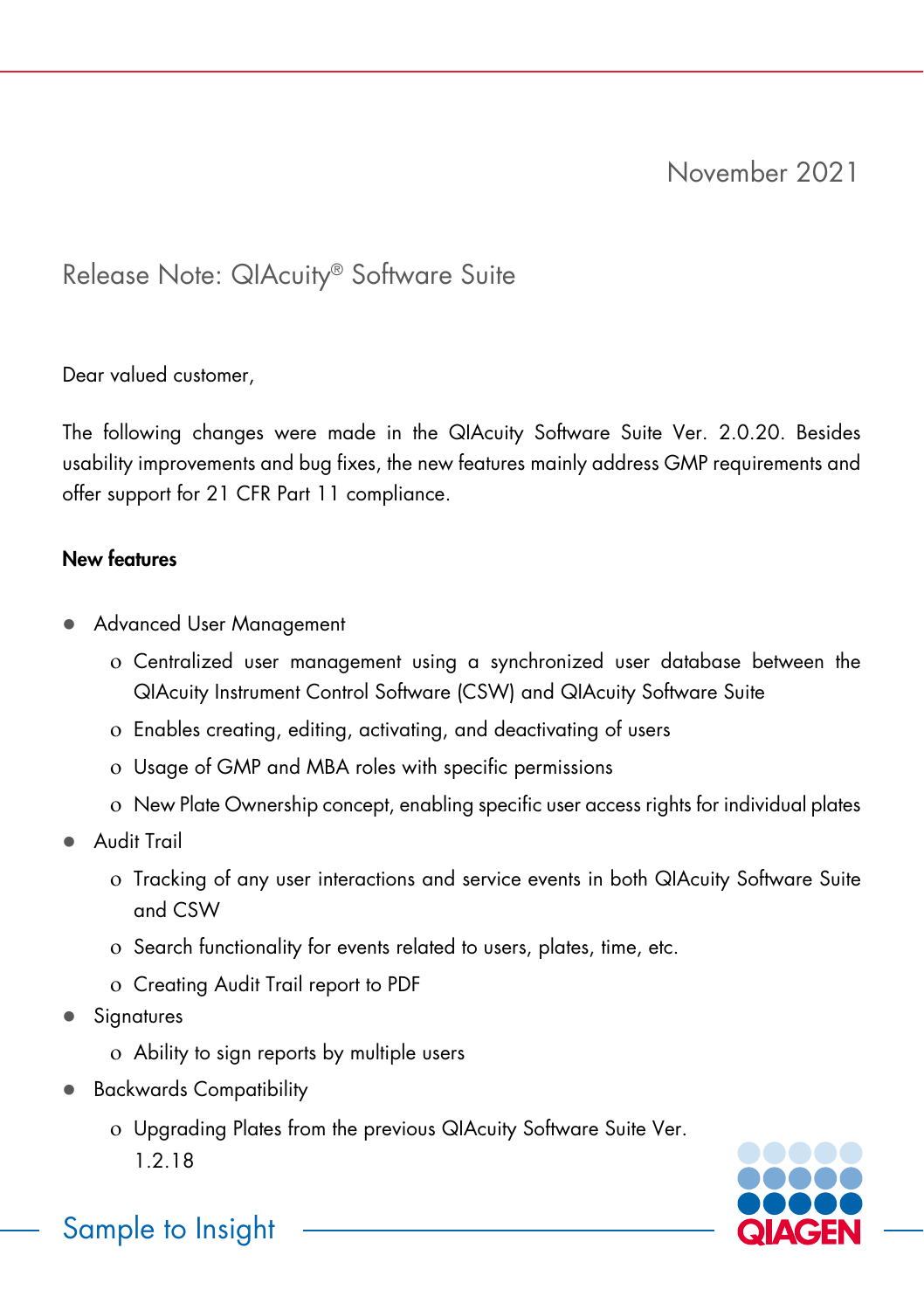November 2021

# Release Note: QIAcuity® Software Suite

Dear valued customer,

The following changes were made in the QIAcuity Software Suite Ver. 2.0.20. Besides usability improvements and bug fixes, the new features mainly address GMP requirements and offer support for 21 CFR Part 11 compliance.

**New features**

- Advanced User Management
  - Centralized user management using a synchronized user database between the QIAcuity Instrument Control Software (CSW) and QIAcuity Software Suite
  - Enables creating, editing, activating, and deactivating of users
  - Usage of GMP and MBA roles with specific permissions
  - New Plate Ownership concept, enabling specific user access rights for individual plates
- Audit Trail
  - Tracking of any user interactions and service events in both QIAcuity Software Suite and CSW
  - Search functionality for events related to users, plates, time, etc.
  - Creating Audit Trail report to PDF
- Signatures
  - Ability to sign reports by multiple users
- Backwards Compatibility
  - Upgrading Plates from the previous QIAcuity Software Suite Ver. 1.2.18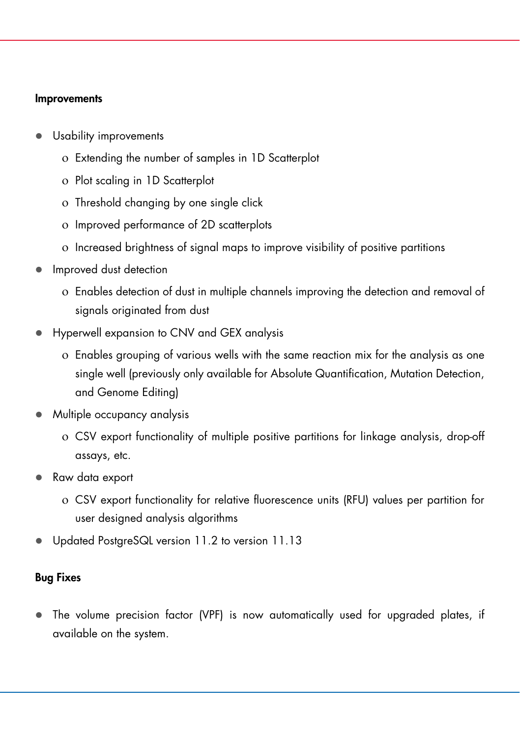**Improvements**

- Usability improvements
  - Extending the number of samples in 1D Scatterplot
  - Plot scaling in 1D Scatterplot
  - Threshold changing by one single click
  - Improved performance of 2D scatterplots
  - Increased brightness of signal maps to improve visibility of positive partitions
- Improved dust detection
  - Enables detection of dust in multiple channels improving the detection and removal of signals originated from dust
- Hyperwell expansion to CNV and GEX analysis
  - Enables grouping of various wells with the same reaction mix for the analysis as one single well (previously only available for Absolute Quantification, Mutation Detection, and Genome Editing)
- Multiple occupancy analysis
  - CSV export functionality of multiple positive partitions for linkage analysis, drop-off assays, etc.
- Raw data export
  - CSV export functionality for relative fluorescence units (RFU) values per partition for user designed analysis algorithms
- Updated PostgreSQL version 11.2 to version 11.13

**Bug Fixes**

- The volume precision factor (VPF) is now automatically used for upgraded plates, if available on the system.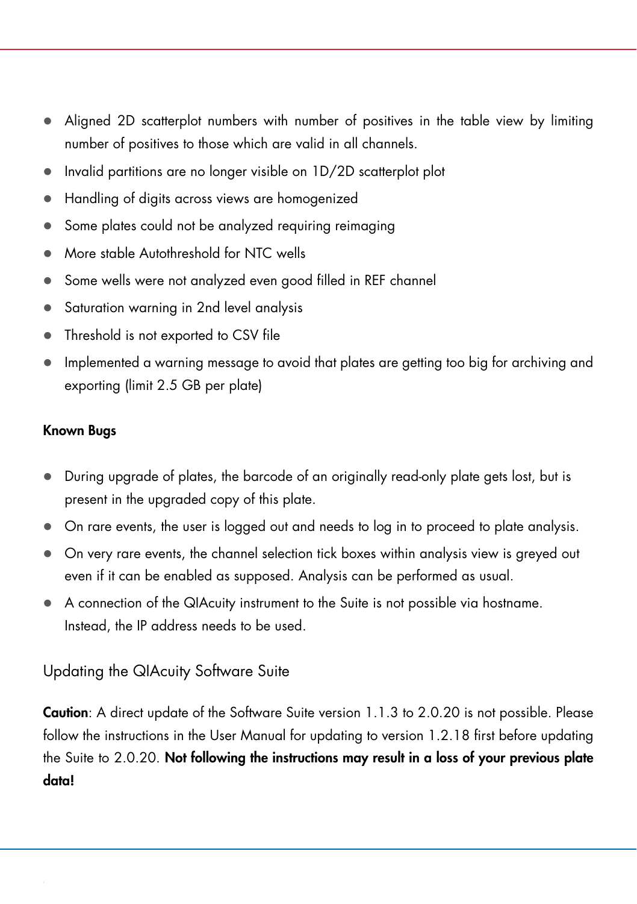- Aligned 2D scatterplot numbers with number of positives in the table view by limiting number of positives to those which are valid in all channels.
- Invalid partitions are no longer visible on 1D/2D scatterplot plot
- Handling of digits across views are homogenized
- Some plates could not be analyzed requiring reimaging
- More stable Autothreshold for NTC wells
- Some wells were not analyzed even good filled in REF channel
- Saturation warning in 2nd level analysis
- Threshold is not exported to CSV file
- Implemented a warning message to avoid that plates are getting too big for archiving and exporting (limit 2.5 GB per plate)

**Known Bugs**

- During upgrade of plates, the barcode of an originally read-only plate gets lost, but is present in the upgraded copy of this plate.
- On rare events, the user is logged out and needs to log in to proceed to plate analysis.
- On very rare events, the channel selection tick boxes within analysis view is greyed out even if it can be enabled as supposed. Analysis can be performed as usual.
- A connection of the QIAcuity instrument to the Suite is not possible via hostname. Instead, the IP address needs to be used.

## Updating the QIAcuity Software Suite

**Caution**: A direct update of the Software Suite version 1.1.3 to 2.0.20 is not possible. Please follow the instructions in the User Manual for updating to version 1.2.18 first before updating the Suite to 2.0.20. **Not following the instructions may result in a loss of your previous plate data!**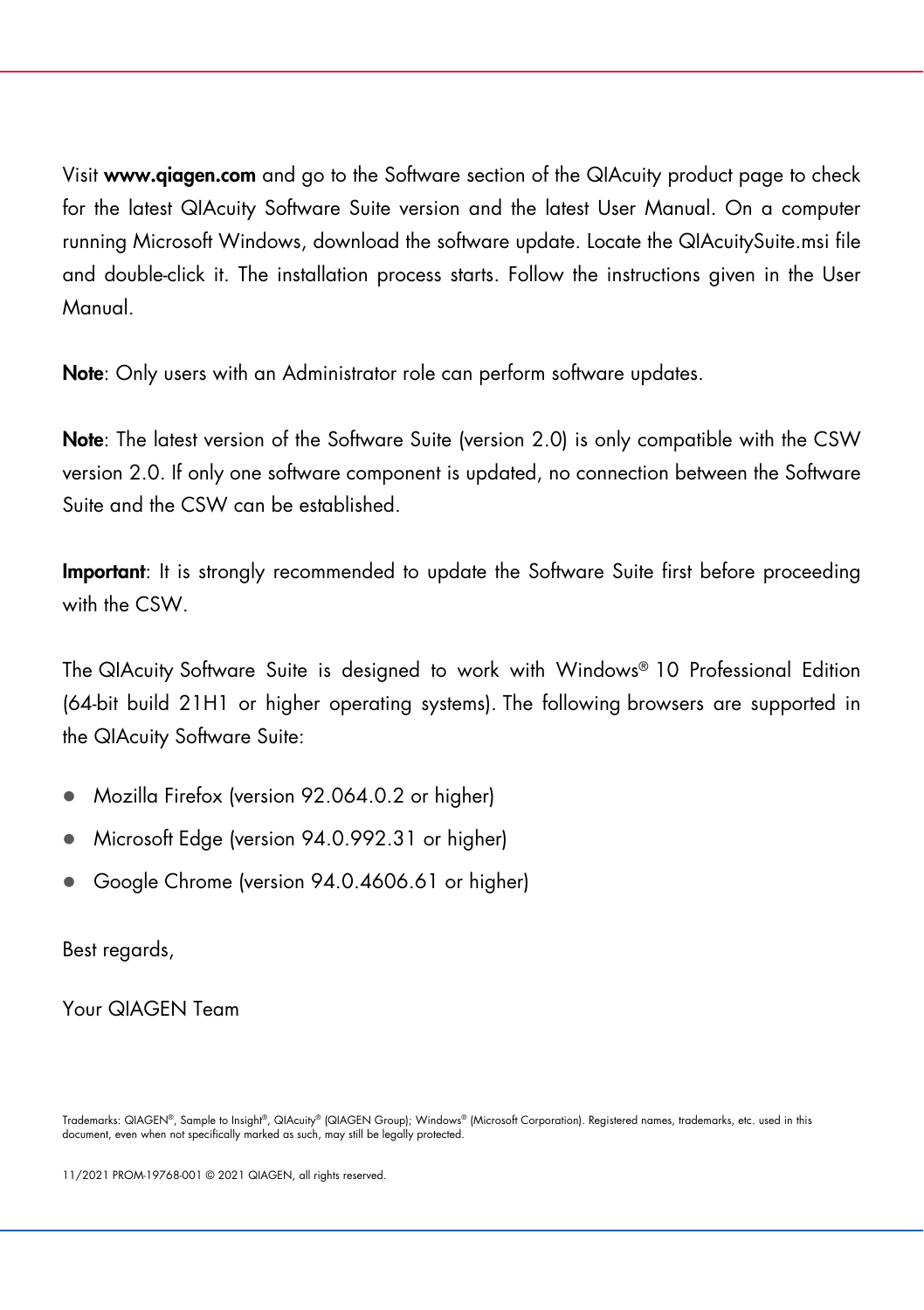Visit **www.qiagen.com** and go to the Software section of the QIAcuity product page to check for the latest QIAcuity Software Suite version and the latest User Manual. On a computer running Microsoft Windows, download the software update. Locate the QIAcuitySuite.msi file and double-click it. The installation process starts. Follow the instructions given in the User Manual.

**Note**: Only users with an Administrator role can perform software updates.

**Note**: The latest version of the Software Suite (version 2.0) is only compatible with the CSW version 2.0. If only one software component is updated, no connection between the Software Suite and the CSW can be established.

**Important**: It is strongly recommended to update the Software Suite first before proceeding with the CSW.

The QIAcuity Software Suite is designed to work with Windows® 10 Professional Edition (64-bit build 21H1 or higher operating systems). The following browsers are supported in the QIAcuity Software Suite:

- Mozilla Firefox (version 92.064.0.2 or higher)
- Microsoft Edge (version 94.0.992.31 or higher)
- Google Chrome (version 94.0.4606.61 or higher)

Best regards,

Your QIAGEN Team

Trademarks: QIAGEN®, Sample to Insight®, QIAcuity® (QIAGEN Group); Windows® (Microsoft Corporation). Registered names, trademarks, etc. used in this document, even when not specifically marked as such, may still be legally protected.

11/2021 PROM-19768-001 © 2021 QIAGEN, all rights reserved.